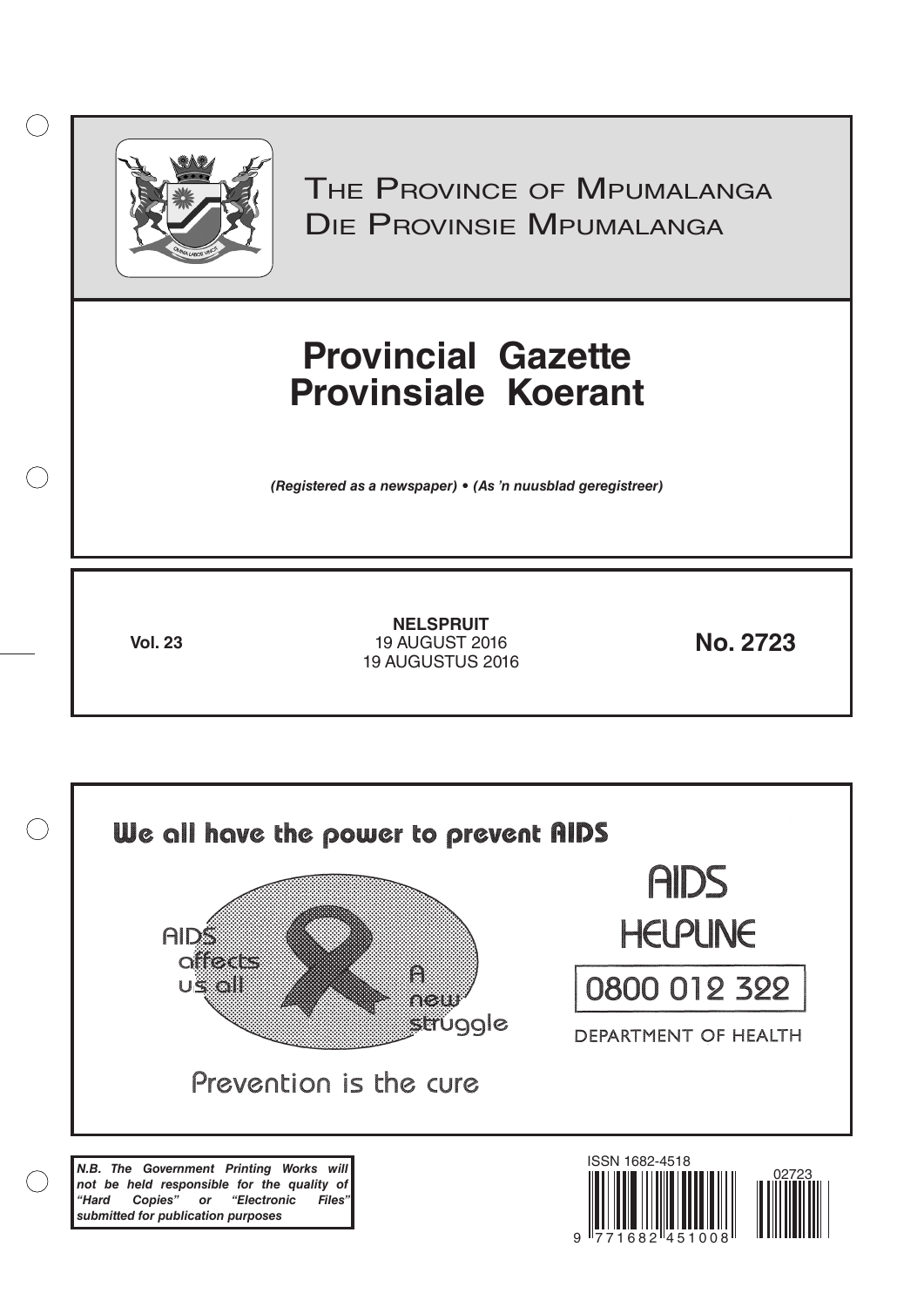# The Province of Mpumalanga
# Die Provinsie Mpumalanga

# Provincial Gazette
# Provinsiale Koerant

*(Registered as a newspaper) • (As 'n nuusblad geregistreer)*

**Vol. 23**

**NELSPRUIT**
19 AUGUST 2016
19 AUGUSTUS 2016

**No. 2723**

**We all have the power to prevent AIDS**

AIDS affects us all

A new struggle

Prevention is the cure

AIDS HELPLINE

0800 012 322

DEPARTMENT OF HEALTH

***N.B. The Government Printing Works will not be held responsible for the quality of "Hard Copies" or "Electronic Files" submitted for publication purposes***

ISSN 1682-4518

02723

9 771682 451008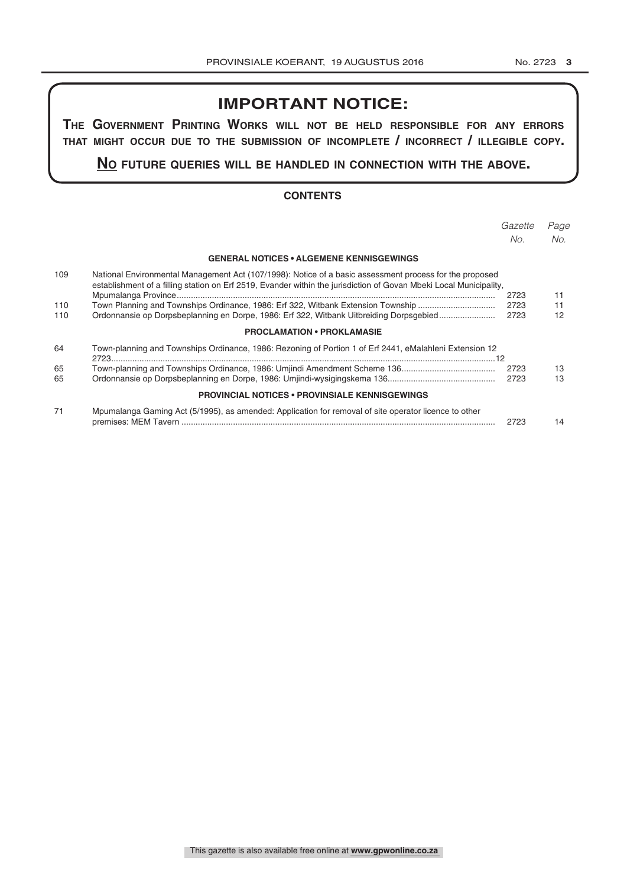# IMPORTANT NOTICE:

**THE GOVERNMENT PRINTING WORKS WILL NOT BE HELD RESPONSIBLE FOR ANY ERRORS THAT MIGHT OCCUR DUE TO THE SUBMISSION OF INCOMPLETE / INCORRECT / ILLEGIBLE COPY.**

**NO FUTURE QUERIES WILL BE HANDLED IN CONNECTION WITH THE ABOVE.**

## CONTENTS

| | | *Gazette No.* | *Page No.* |
|---|---|---|---|
| | **GENERAL NOTICES • ALGEMENE KENNISGEWINGS** | | |
| 109 | National Environmental Management Act (107/1998): Notice of a basic assessment process for the proposed establishment of a filling station on Erf 2519, Evander within the jurisdiction of Govan Mbeki Local Municipality, Mpumalanga Province | 2723 | 11 |
| 110 | Town Planning and Townships Ordinance, 1986: Erf 322, Witbank Extension Township | 2723 | 11 |
| 110 | Ordonnansie op Dorpsbeplanning en Dorpe, 1986: Erf 322, Witbank Uitbreiding Dorpsgebied | 2723 | 12 |
| | **PROCLAMATION • PROKLAMASIE** | | |
| 64 | Town-planning and Townships Ordinance, 1986: Rezoning of Portion 1 of Erf 2441, eMalahleni Extension 12 | 2723 | 12 |
| 65 | Town-planning and Townships Ordinance, 1986: Umjindi Amendment Scheme 136 | 2723 | 13 |
| 65 | Ordonnansie op Dorpsbeplanning en Dorpe, 1986: Umjindi-wysigingskema 136 | 2723 | 13 |
| | **PROVINCIAL NOTICES • PROVINSIALE KENNISGEWINGS** | | |
| 71 | Mpumalanga Gaming Act (5/1995), as amended: Application for removal of site operator licence to other premises: MEM Tavern | 2723 | 14 |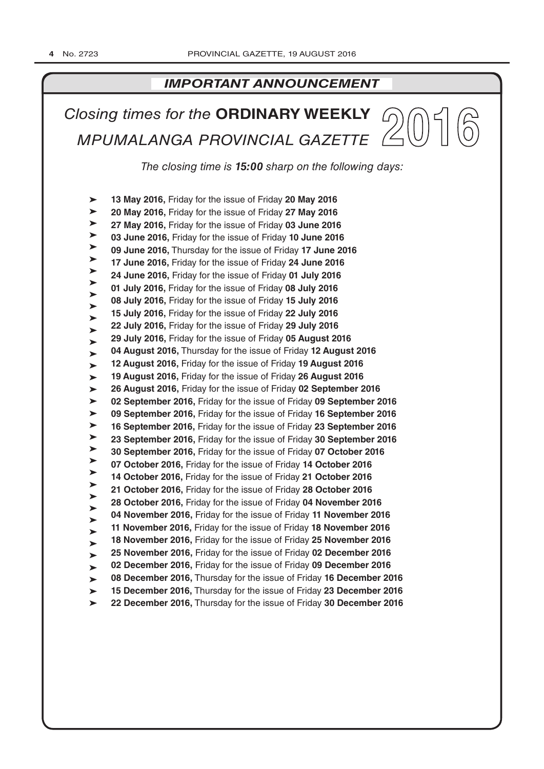## *IMPORTANT ANNOUNCEMENT*

# *Closing times for the* **ORDINARY WEEKLY** *MPUMALANGA PROVINCIAL GAZETTE* 2016

*The closing time is **15:00** sharp on the following days:*

- **13 May 2016,** Friday for the issue of Friday **20 May 2016**
- **20 May 2016,** Friday for the issue of Friday **27 May 2016**
- **27 May 2016,** Friday for the issue of Friday **03 June 2016**
- **03 June 2016,** Friday for the issue of Friday **10 June 2016**
- **09 June 2016,** Thursday for the issue of Friday **17 June 2016**
- **17 June 2016,** Friday for the issue of Friday **24 June 2016**
- **24 June 2016,** Friday for the issue of Friday **01 July 2016**
- **01 July 2016,** Friday for the issue of Friday **08 July 2016**
- **08 July 2016,** Friday for the issue of Friday **15 July 2016**
- **15 July 2016,** Friday for the issue of Friday **22 July 2016**
- **22 July 2016,** Friday for the issue of Friday **29 July 2016**
- **29 July 2016,** Friday for the issue of Friday **05 August 2016**
- **04 August 2016,** Thursday for the issue of Friday **12 August 2016**
- **12 August 2016,** Friday for the issue of Friday **19 August 2016**
- **19 August 2016,** Friday for the issue of Friday **26 August 2016**
- **26 August 2016,** Friday for the issue of Friday **02 September 2016**
- **02 September 2016,** Friday for the issue of Friday **09 September 2016**
- **09 September 2016,** Friday for the issue of Friday **16 September 2016**
- **16 September 2016,** Friday for the issue of Friday **23 September 2016**
- **23 September 2016,** Friday for the issue of Friday **30 September 2016**
- **30 September 2016,** Friday for the issue of Friday **07 October 2016**
- **07 October 2016,** Friday for the issue of Friday **14 October 2016**
- **14 October 2016,** Friday for the issue of Friday **21 October 2016**
- **21 October 2016,** Friday for the issue of Friday **28 October 2016**
- **28 October 2016,** Friday for the issue of Friday **04 November 2016**
- **04 November 2016,** Friday for the issue of Friday **11 November 2016**
- **11 November 2016,** Friday for the issue of Friday **18 November 2016**
- **18 November 2016,** Friday for the issue of Friday **25 November 2016**
- **25 November 2016,** Friday for the issue of Friday **02 December 2016**
- **02 December 2016,** Friday for the issue of Friday **09 December 2016**
- **08 December 2016,** Thursday for the issue of Friday **16 December 2016**
- **15 December 2016,** Thursday for the issue of Friday **23 December 2016**
- **22 December 2016,** Thursday for the issue of Friday **30 December 2016**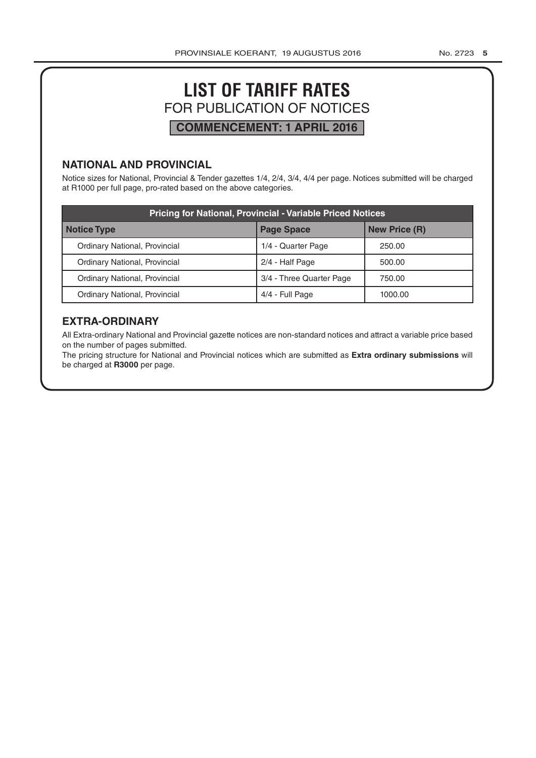# LIST OF TARIFF RATES

## FOR PUBLICATION OF NOTICES

**COMMENCEMENT: 1 APRIL 2016**

### NATIONAL AND PROVINCIAL

Notice sizes for National, Provincial & Tender gazettes 1/4, 2/4, 3/4, 4/4 per page. Notices submitted will be charged at R1000 per full page, pro-rated based on the above categories.

| Pricing for National, Provincial - Variable Priced Notices | | |
|---|---|---|
| **Notice Type** | **Page Space** | **New Price (R)** |
| Ordinary National, Provincial | 1/4 - Quarter Page | 250.00 |
| Ordinary National, Provincial | 2/4 - Half Page | 500.00 |
| Ordinary National, Provincial | 3/4 - Three Quarter Page | 750.00 |
| Ordinary National, Provincial | 4/4 - Full Page | 1000.00 |

### EXTRA-ORDINARY

All Extra-ordinary National and Provincial gazette notices are non-standard notices and attract a variable price based on the number of pages submitted.

The pricing structure for National and Provincial notices which are submitted as **Extra ordinary submissions** will be charged at **R3000** per page.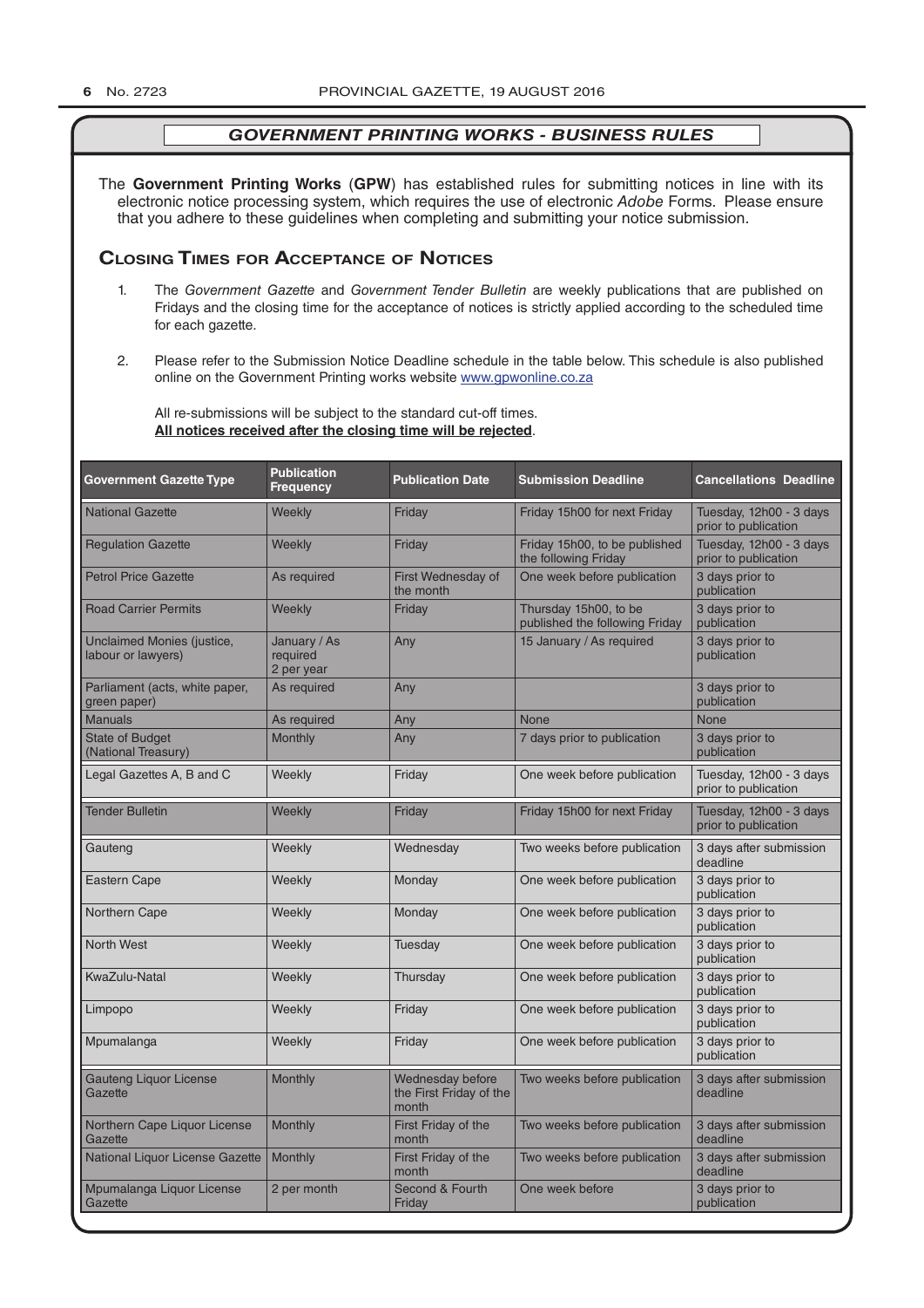## *GOVERNMENT PRINTING WORKS - BUSINESS RULES*

The **Government Printing Works** (**GPW**) has established rules for submitting notices in line with its electronic notice processing system, which requires the use of electronic *Adobe* Forms. Please ensure that you adhere to these guidelines when completing and submitting your notice submission.

### Closing Times for Acceptance of Notices

1. The *Government Gazette* and *Government Tender Bulletin* are weekly publications that are published on Fridays and the closing time for the acceptance of notices is strictly applied according to the scheduled time for each gazette.

2. Please refer to the Submission Notice Deadline schedule in the table below. This schedule is also published online on the Government Printing works website www.gpwonline.co.za

   All re-submissions will be subject to the standard cut-off times.
   **All notices received after the closing time will be rejected**.

| Government Gazette Type | Publication Frequency | Publication Date | Submission Deadline | Cancellations Deadline |
|---|---|---|---|---|
| National Gazette | Weekly | Friday | Friday 15h00 for next Friday | Tuesday, 12h00 - 3 days prior to publication |
| Regulation Gazette | Weekly | Friday | Friday 15h00, to be published the following Friday | Tuesday, 12h00 - 3 days prior to publication |
| Petrol Price Gazette | As required | First Wednesday of the month | One week before publication | 3 days prior to publication |
| Road Carrier Permits | Weekly | Friday | Thursday 15h00, to be published the following Friday | 3 days prior to publication |
| Unclaimed Monies (justice, labour or lawyers) | January / As required 2 per year | Any | 15 January / As required | 3 days prior to publication |
| Parliament (acts, white paper, green paper) | As required | Any | | 3 days prior to publication |
| Manuals | As required | Any | None | None |
| State of Budget (National Treasury) | Monthly | Any | 7 days prior to publication | 3 days prior to publication |
| Legal Gazettes A, B and C | Weekly | Friday | One week before publication | Tuesday, 12h00 - 3 days prior to publication |
| Tender Bulletin | Weekly | Friday | Friday 15h00 for next Friday | Tuesday, 12h00 - 3 days prior to publication |
| Gauteng | Weekly | Wednesday | Two weeks before publication | 3 days after submission deadline |
| Eastern Cape | Weekly | Monday | One week before publication | 3 days prior to publication |
| Northern Cape | Weekly | Monday | One week before publication | 3 days prior to publication |
| North West | Weekly | Tuesday | One week before publication | 3 days prior to publication |
| KwaZulu-Natal | Weekly | Thursday | One week before publication | 3 days prior to publication |
| Limpopo | Weekly | Friday | One week before publication | 3 days prior to publication |
| Mpumalanga | Weekly | Friday | One week before publication | 3 days prior to publication |
| Gauteng Liquor License Gazette | Monthly | Wednesday before the First Friday of the month | Two weeks before publication | 3 days after submission deadline |
| Northern Cape Liquor License Gazette | Monthly | First Friday of the month | Two weeks before publication | 3 days after submission deadline |
| National Liquor License Gazette | Monthly | First Friday of the month | Two weeks before publication | 3 days after submission deadline |
| Mpumalanga Liquor License Gazette | 2 per month | Second & Fourth Friday | One week before | 3 days prior to publication |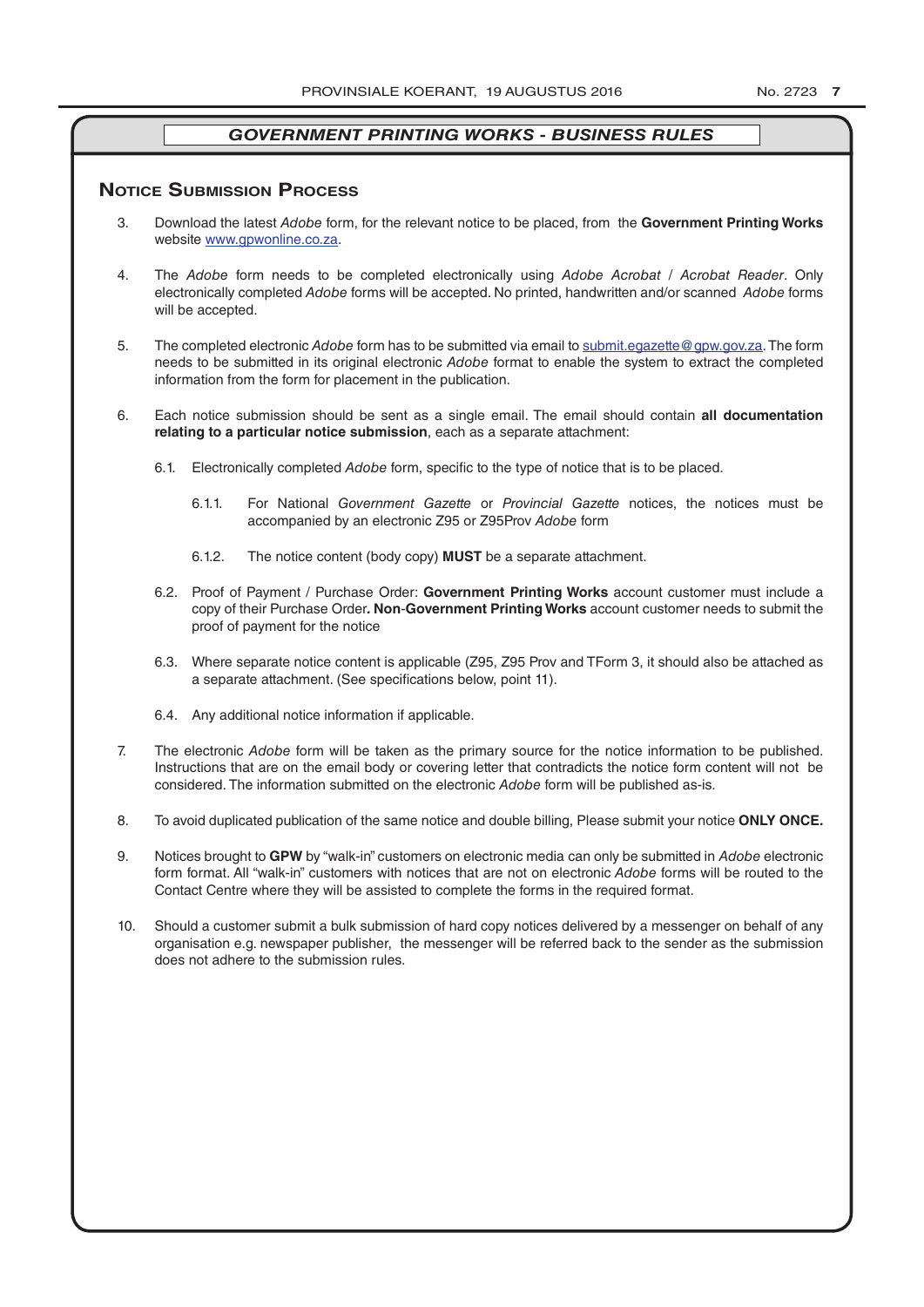## *GOVERNMENT PRINTING WORKS - BUSINESS RULES*

### Notice Submission Process

3. Download the latest *Adobe* form, for the relevant notice to be placed, from the **Government Printing Works** website www.gpwonline.co.za.

4. The *Adobe* form needs to be completed electronically using *Adobe Acrobat* / *Acrobat Reader*. Only electronically completed *Adobe* forms will be accepted. No printed, handwritten and/or scanned *Adobe* forms will be accepted.

5. The completed electronic *Adobe* form has to be submitted via email to submit.egazette@gpw.gov.za. The form needs to be submitted in its original electronic *Adobe* format to enable the system to extract the completed information from the form for placement in the publication.

6. Each notice submission should be sent as a single email. The email should contain **all documentation relating to a particular notice submission**, each as a separate attachment:

   6.1. Electronically completed *Adobe* form, specific to the type of notice that is to be placed.

      6.1.1. For National *Government Gazette* or *Provincial Gazette* notices, the notices must be accompanied by an electronic Z95 or Z95Prov *Adobe* form

      6.1.2. The notice content (body copy) **MUST** be a separate attachment.

   6.2. Proof of Payment / Purchase Order: **Government Printing Works** account customer must include a copy of their Purchase Order**. Non**-**Government Printing Works** account customer needs to submit the proof of payment for the notice

   6.3. Where separate notice content is applicable (Z95, Z95 Prov and TForm 3, it should also be attached as a separate attachment. (See specifications below, point 11).

   6.4. Any additional notice information if applicable.

7. The electronic *Adobe* form will be taken as the primary source for the notice information to be published. Instructions that are on the email body or covering letter that contradicts the notice form content will not be considered. The information submitted on the electronic *Adobe* form will be published as-is.

8. To avoid duplicated publication of the same notice and double billing, Please submit your notice **ONLY ONCE.**

9. Notices brought to **GPW** by "walk-in" customers on electronic media can only be submitted in *Adobe* electronic form format. All "walk-in" customers with notices that are not on electronic *Adobe* forms will be routed to the Contact Centre where they will be assisted to complete the forms in the required format.

10. Should a customer submit a bulk submission of hard copy notices delivered by a messenger on behalf of any organisation e.g. newspaper publisher, the messenger will be referred back to the sender as the submission does not adhere to the submission rules.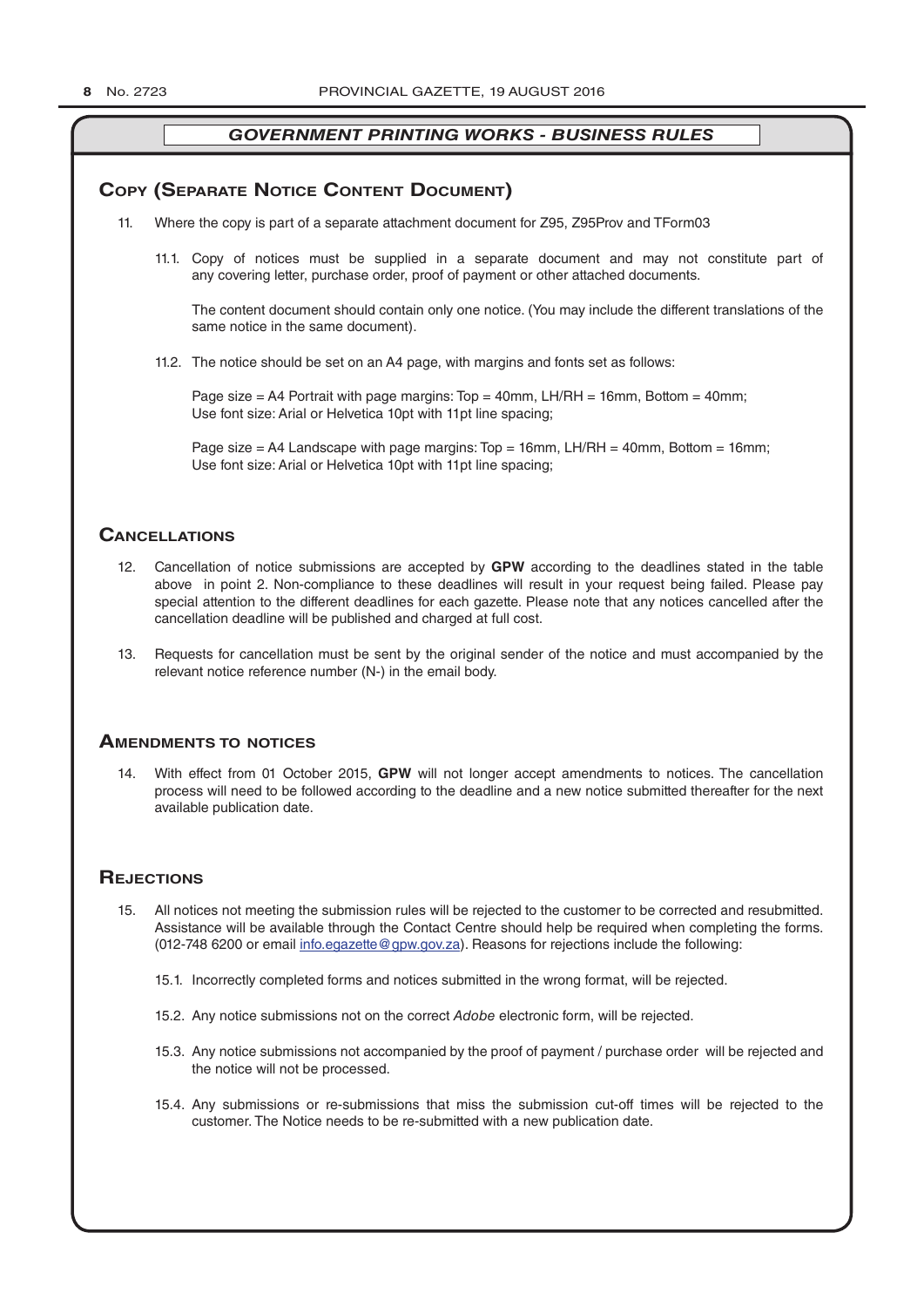## GOVERNMENT PRINTING WORKS - BUSINESS RULES

### Copy (Separate Notice Content Document)

11. Where the copy is part of a separate attachment document for Z95, Z95Prov and TForm03

    11.1. Copy of notices must be supplied in a separate document and may not constitute part of any covering letter, purchase order, proof of payment or other attached documents.

    The content document should contain only one notice. (You may include the different translations of the same notice in the same document).

    11.2. The notice should be set on an A4 page, with margins and fonts set as follows:

    Page size = A4 Portrait with page margins: Top = 40mm, LH/RH = 16mm, Bottom = 40mm;
    Use font size: Arial or Helvetica 10pt with 11pt line spacing;

    Page size = A4 Landscape with page margins: Top = 16mm, LH/RH = 40mm, Bottom = 16mm;
    Use font size: Arial or Helvetica 10pt with 11pt line spacing;

### Cancellations

12. Cancellation of notice submissions are accepted by **GPW** according to the deadlines stated in the table above in point 2. Non-compliance to these deadlines will result in your request being failed. Please pay special attention to the different deadlines for each gazette. Please note that any notices cancelled after the cancellation deadline will be published and charged at full cost.

13. Requests for cancellation must be sent by the original sender of the notice and must accompanied by the relevant notice reference number (N-) in the email body.

### Amendments to notices

14. With effect from 01 October 2015, **GPW** will not longer accept amendments to notices. The cancellation process will need to be followed according to the deadline and a new notice submitted thereafter for the next available publication date.

### Rejections

15. All notices not meeting the submission rules will be rejected to the customer to be corrected and resubmitted. Assistance will be available through the Contact Centre should help be required when completing the forms. (012-748 6200 or email info.egazette@gpw.gov.za). Reasons for rejections include the following:

    15.1. Incorrectly completed forms and notices submitted in the wrong format, will be rejected.

    15.2. Any notice submissions not on the correct *Adobe* electronic form, will be rejected.

    15.3. Any notice submissions not accompanied by the proof of payment / purchase order will be rejected and the notice will not be processed.

    15.4. Any submissions or re-submissions that miss the submission cut-off times will be rejected to the customer. The Notice needs to be re-submitted with a new publication date.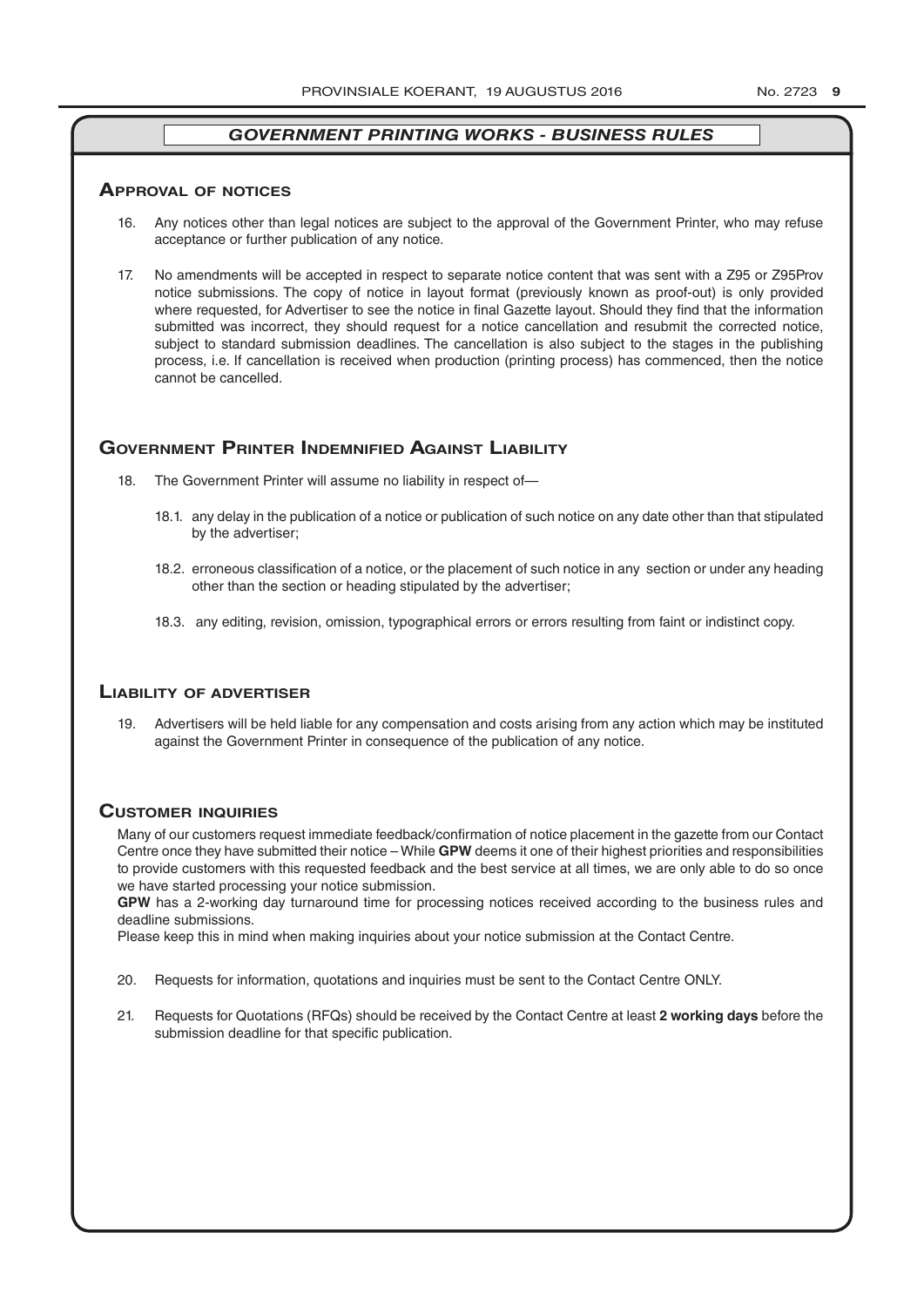## *GOVERNMENT PRINTING WORKS - BUSINESS RULES*

### Approval of notices

16. Any notices other than legal notices are subject to the approval of the Government Printer, who may refuse acceptance or further publication of any notice.

17. No amendments will be accepted in respect to separate notice content that was sent with a Z95 or Z95Prov notice submissions. The copy of notice in layout format (previously known as proof-out) is only provided where requested, for Advertiser to see the notice in final Gazette layout. Should they find that the information submitted was incorrect, they should request for a notice cancellation and resubmit the corrected notice, subject to standard submission deadlines. The cancellation is also subject to the stages in the publishing process, i.e. If cancellation is received when production (printing process) has commenced, then the notice cannot be cancelled.

### Government Printer Indemnified Against Liability

18. The Government Printer will assume no liability in respect of—

 18.1. any delay in the publication of a notice or publication of such notice on any date other than that stipulated by the advertiser;

 18.2. erroneous classification of a notice, or the placement of such notice in any section or under any heading other than the section or heading stipulated by the advertiser;

 18.3. any editing, revision, omission, typographical errors or errors resulting from faint or indistinct copy.

### Liability of advertiser

19. Advertisers will be held liable for any compensation and costs arising from any action which may be instituted against the Government Printer in consequence of the publication of any notice.

### Customer inquiries

Many of our customers request immediate feedback/confirmation of notice placement in the gazette from our Contact Centre once they have submitted their notice – While **GPW** deems it one of their highest priorities and responsibilities to provide customers with this requested feedback and the best service at all times, we are only able to do so once we have started processing your notice submission.

**GPW** has a 2-working day turnaround time for processing notices received according to the business rules and deadline submissions.

Please keep this in mind when making inquiries about your notice submission at the Contact Centre.

20. Requests for information, quotations and inquiries must be sent to the Contact Centre ONLY.

21. Requests for Quotations (RFQs) should be received by the Contact Centre at least **2 working days** before the submission deadline for that specific publication.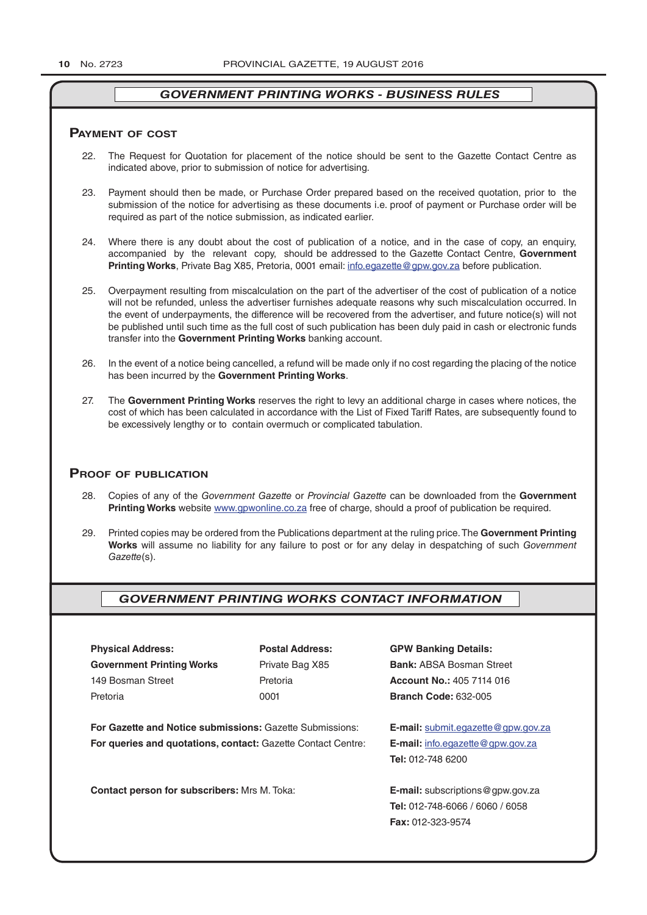## *GOVERNMENT PRINTING WORKS - BUSINESS RULES*

### Payment of cost

22. The Request for Quotation for placement of the notice should be sent to the Gazette Contact Centre as indicated above, prior to submission of notice for advertising.

23. Payment should then be made, or Purchase Order prepared based on the received quotation, prior to the submission of the notice for advertising as these documents i.e. proof of payment or Purchase order will be required as part of the notice submission, as indicated earlier.

24. Where there is any doubt about the cost of publication of a notice, and in the case of copy, an enquiry, accompanied by the relevant copy, should be addressed to the Gazette Contact Centre, **Government Printing Works**, Private Bag X85, Pretoria, 0001 email: info.egazette@gpw.gov.za before publication.

25. Overpayment resulting from miscalculation on the part of the advertiser of the cost of publication of a notice will not be refunded, unless the advertiser furnishes adequate reasons why such miscalculation occurred. In the event of underpayments, the difference will be recovered from the advertiser, and future notice(s) will not be published until such time as the full cost of such publication has been duly paid in cash or electronic funds transfer into the **Government Printing Works** banking account.

26. In the event of a notice being cancelled, a refund will be made only if no cost regarding the placing of the notice has been incurred by the **Government Printing Works**.

27. The **Government Printing Works** reserves the right to levy an additional charge in cases where notices, the cost of which has been calculated in accordance with the List of Fixed Tariff Rates, are subsequently found to be excessively lengthy or to contain overmuch or complicated tabulation.

### Proof of publication

28. Copies of any of the *Government Gazette* or *Provincial Gazette* can be downloaded from the **Government Printing Works** website www.gpwonline.co.za free of charge, should a proof of publication be required.

29. Printed copies may be ordered from the Publications department at the ruling price. The **Government Printing Works** will assume no liability for any failure to post or for any delay in despatching of such *Government Gazette*(s).

## *GOVERNMENT PRINTING WORKS CONTACT INFORMATION*

**Physical Address:**
**Government Printing Works**
149 Bosman Street
Pretoria

**Postal Address:**
Private Bag X85
Pretoria
0001

**GPW Banking Details:**
**Bank:** ABSA Bosman Street
**Account No.:** 405 7114 016
**Branch Code:** 632-005

**For Gazette and Notice submissions:** Gazette Submissions: **E-mail:** submit.egazette@gpw.gov.za

**For queries and quotations, contact:** Gazette Contact Centre: **E-mail:** info.egazette@gpw.gov.za
**Tel:** 012-748 6200

**Contact person for subscribers:** Mrs M. Toka: **E-mail:** subscriptions@gpw.gov.za
**Tel:** 012-748-6066 / 6060 / 6058
**Fax:** 012-323-9574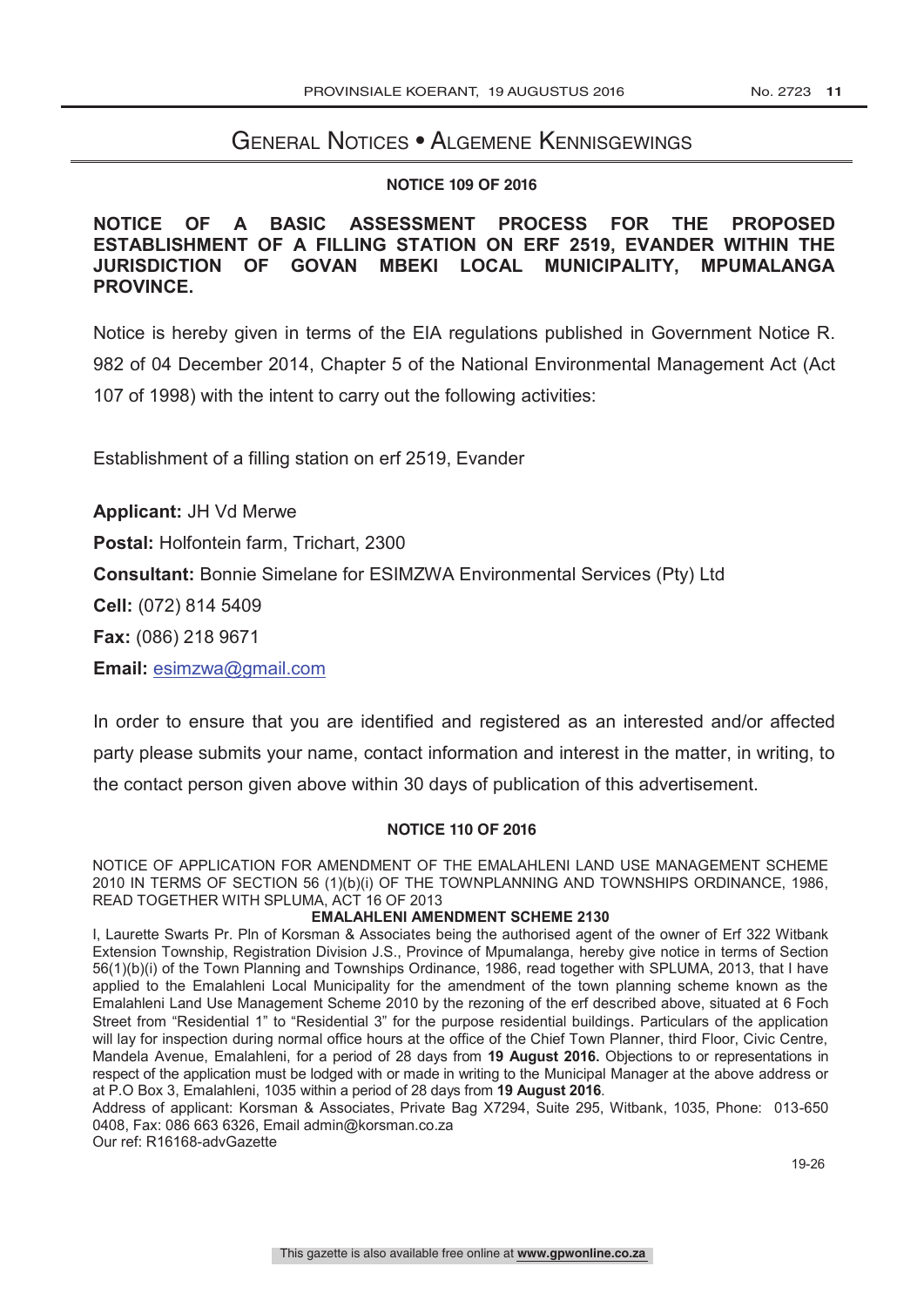# General Notices • Algemene Kennisgewings

### NOTICE 109 OF 2016

**NOTICE OF A BASIC ASSESSMENT PROCESS FOR THE PROPOSED ESTABLISHMENT OF A FILLING STATION ON ERF 2519, EVANDER WITHIN THE JURISDICTION OF GOVAN MBEKI LOCAL MUNICIPALITY, MPUMALANGA PROVINCE.**

Notice is hereby given in terms of the EIA regulations published in Government Notice R. 982 of 04 December 2014, Chapter 5 of the National Environmental Management Act (Act 107 of 1998) with the intent to carry out the following activities:

Establishment of a filling station on erf 2519, Evander

**Applicant:** JH Vd Merwe

**Postal:** Holfontein farm, Trichart, 2300

**Consultant:** Bonnie Simelane for ESIMZWA Environmental Services (Pty) Ltd

**Cell:** (072) 814 5409

**Fax:** (086) 218 9671

**Email:** esimzwa@gmail.com

In order to ensure that you are identified and registered as an interested and/or affected party please submits your name, contact information and interest in the matter, in writing, to the contact person given above within 30 days of publication of this advertisement.

### NOTICE 110 OF 2016

NOTICE OF APPLICATION FOR AMENDMENT OF THE EMALAHLENI LAND USE MANAGEMENT SCHEME 2010 IN TERMS OF SECTION 56 (1)(b)(i) OF THE TOWNPLANNING AND TOWNSHIPS ORDINANCE, 1986, READ TOGETHER WITH SPLUMA, ACT 16 OF 2013

**EMALAHLENI AMENDMENT SCHEME 2130**

I, Laurette Swarts Pr. Pln of Korsman & Associates being the authorised agent of the owner of Erf 322 Witbank Extension Township, Registration Division J.S., Province of Mpumalanga, hereby give notice in terms of Section 56(1)(b)(i) of the Town Planning and Townships Ordinance, 1986, read together with SPLUMA, 2013, that I have applied to the Emalahleni Local Municipality for the amendment of the town planning scheme known as the Emalahleni Land Use Management Scheme 2010 by the rezoning of the erf described above, situated at 6 Foch Street from "Residential 1" to "Residential 3" for the purpose residential buildings. Particulars of the application will lay for inspection during normal office hours at the office of the Chief Town Planner, third Floor, Civic Centre, Mandela Avenue, Emalahleni, for a period of 28 days from **19 August 2016.** Objections to or representations in respect of the application must be lodged with or made in writing to the Municipal Manager at the above address or at P.O Box 3, Emalahleni, 1035 within a period of 28 days from **19 August 2016**.

Address of applicant: Korsman & Associates, Private Bag X7294, Suite 295, Witbank, 1035, Phone: 013-650 0408, Fax: 086 663 6326, Email admin@korsman.co.za

Our ref: R16168-advGazette

19-26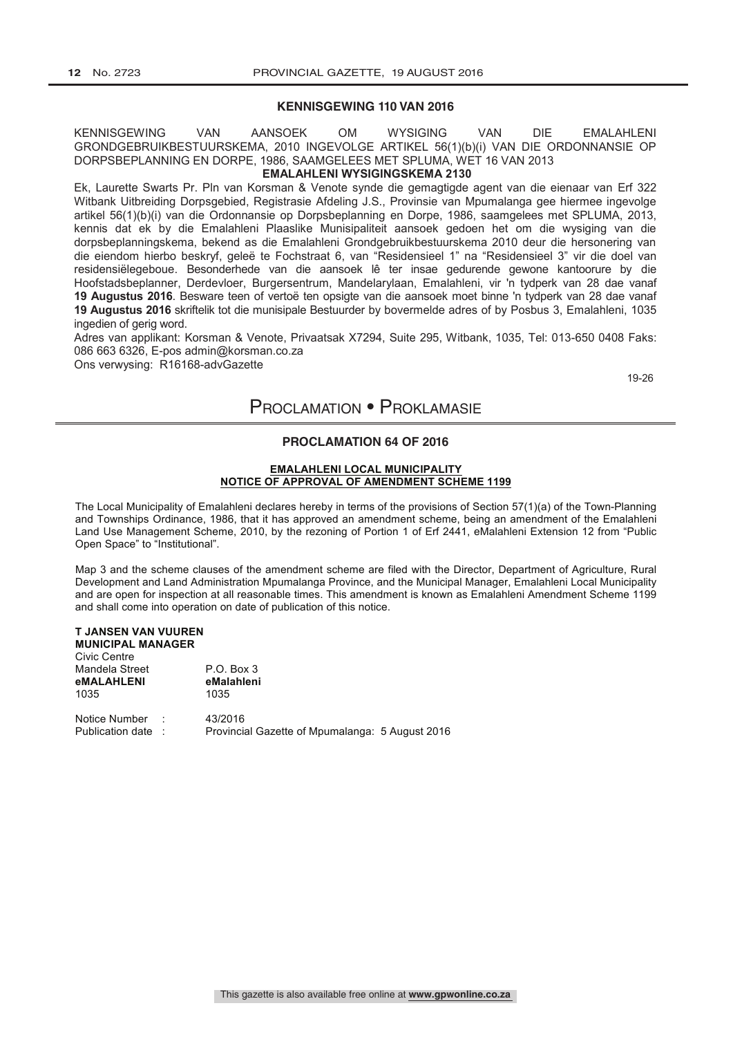## KENNISGEWING 110 VAN 2016

KENNISGEWING VAN AANSOEK OM WYSIGING VAN DIE EMALAHLENI GRONDGEBRUIKBESTUURSKEMA, 2010 INGEVOLGE ARTIKEL 56(1)(b)(i) VAN DIE ORDONNANSIE OP DORPSBEPLANNING EN DORPE, 1986, SAAMGELEES MET SPLUMA, WET 16 VAN 2013

**EMALAHLENI WYSIGINGSKEMA 2130**

Ek, Laurette Swarts Pr. Pln van Korsman & Venote synde die gemagtigde agent van die eienaar van Erf 322 Witbank Uitbreiding Dorpsgebied, Registrasie Afdeling J.S., Provinsie van Mpumalanga gee hiermee ingevolge artikel 56(1)(b)(i) van die Ordonnansie op Dorpsbeplanning en Dorpe, 1986, saamgelees met SPLUMA, 2013, kennis dat ek by die Emalahleni Plaaslike Munisipaliteit aansoek gedoen het om die wysiging van die dorpsbeplanningskema, bekend as die Emalahleni Grondgebruikbestuurskema 2010 deur die hersonering van die eiendom hierbo beskryf, geleë te Fochstraat 6, van "Residensieel 1" na "Residensieel 3" vir die doel van residensiëlegeboue. Besonderhede van die aansoek lê ter insae gedurende gewone kantoorure by die Hoofstadsbeplanner, Derdevloer, Burgersentrum, Mandelarylaan, Emalahleni, vir 'n tydperk van 28 dae vanaf **19 Augustus 2016**. Besware teen of vertoë ten opsigte van die aansoek moet binne 'n tydperk van 28 dae vanaf **19 Augustus 2016** skriftelik tot die munisipale Bestuurder by bovermelde adres of by Posbus 3, Emalahleni, 1035 ingedien of gerig word.

Adres van applikant: Korsman & Venote, Privaatsak X7294, Suite 295, Witbank, 1035, Tel: 013-650 0408 Faks: 086 663 6326, E-pos admin@korsman.co.za

Ons verwysing: R16168-advGazette

19-26

# PROCLAMATION • PROKLAMASIE

## PROCLAMATION 64 OF 2016

**EMALAHLENI LOCAL MUNICIPALITY**
**NOTICE OF APPROVAL OF AMENDMENT SCHEME 1199**

The Local Municipality of Emalahleni declares hereby in terms of the provisions of Section 57(1)(a) of the Town-Planning and Townships Ordinance, 1986, that it has approved an amendment scheme, being an amendment of the Emalahleni Land Use Management Scheme, 2010, by the rezoning of Portion 1 of Erf 2441, eMalahleni Extension 12 from "Public Open Space" to "Institutional".

Map 3 and the scheme clauses of the amendment scheme are filed with the Director, Department of Agriculture, Rural Development and Land Administration Mpumalanga Province, and the Municipal Manager, Emalahleni Local Municipality and are open for inspection at all reasonable times. This amendment is known as Emalahleni Amendment Scheme 1199 and shall come into operation on date of publication of this notice.

**T JANSEN VAN VUUREN**
**MUNICIPAL MANAGER**

Civic Centre
Mandela Street
**eMALAHLENI**
1035

P.O. Box 3
**eMalahleni**
1035

Notice Number : 43/2016
Publication date : Provincial Gazette of Mpumalanga: 5 August 2016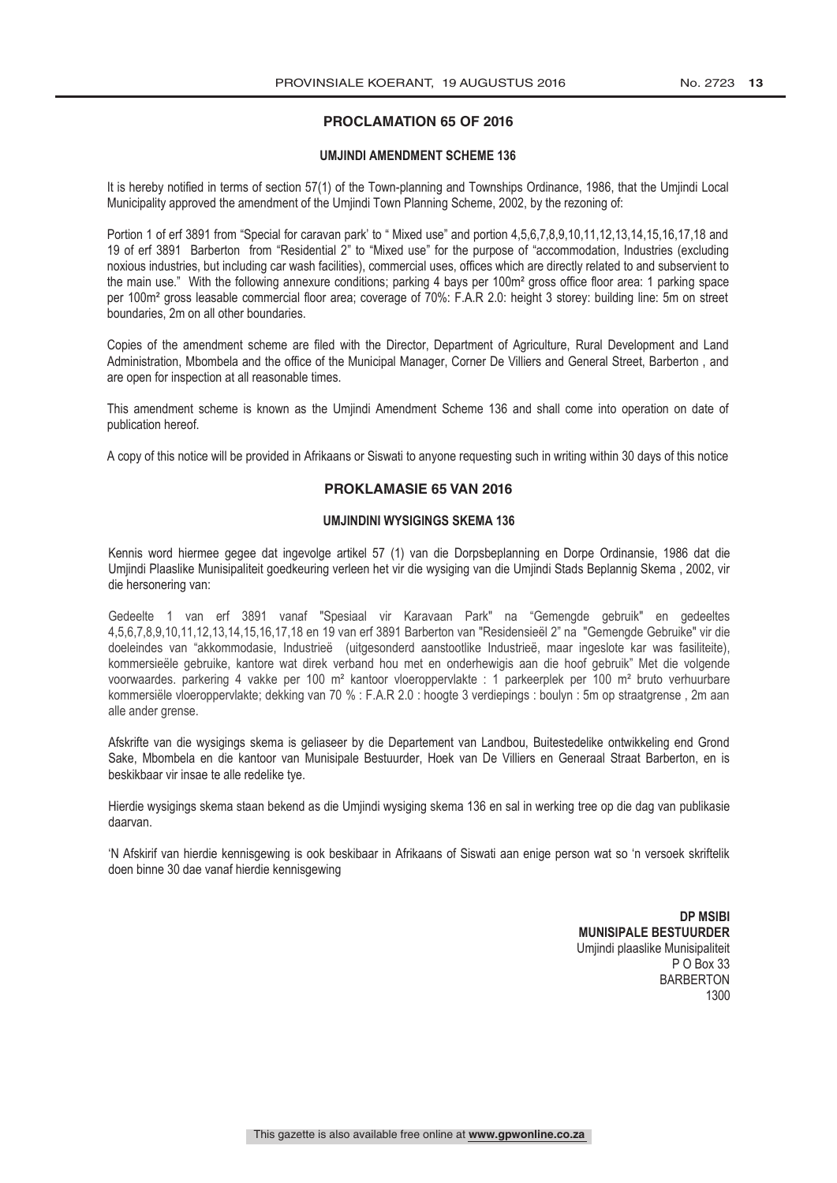## PROCLAMATION 65 OF 2016

### UMJINDI AMENDMENT SCHEME 136

It is hereby notified in terms of section 57(1) of the Town-planning and Townships Ordinance, 1986, that the Umjindi Local Municipality approved the amendment of the Umjindi Town Planning Scheme, 2002, by the rezoning of:

Portion 1 of erf 3891 from "Special for caravan park' to " Mixed use" and portion 4,5,6,7,8,9,10,11,12,13,14,15,16,17,18 and 19 of erf 3891 Barberton from "Residential 2" to "Mixed use" for the purpose of "accommodation, Industries (excluding noxious industries, but including car wash facilities), commercial uses, offices which are directly related to and subservient to the main use." With the following annexure conditions; parking 4 bays per 100m² gross office floor area: 1 parking space per 100m² gross leasable commercial floor area; coverage of 70%: F.A.R 2.0: height 3 storey: building line: 5m on street boundaries, 2m on all other boundaries.

Copies of the amendment scheme are filed with the Director, Department of Agriculture, Rural Development and Land Administration, Mbombela and the office of the Municipal Manager, Corner De Villiers and General Street, Barberton , and are open for inspection at all reasonable times.

This amendment scheme is known as the Umjindi Amendment Scheme 136 and shall come into operation on date of publication hereof.

A copy of this notice will be provided in Afrikaans or Siswati to anyone requesting such in writing within 30 days of this notice

## PROKLAMASIE 65 VAN 2016

### UMJINDINI WYSIGINGS SKEMA 136

Kennis word hiermee gegee dat ingevolge artikel 57 (1) van die Dorpsbeplanning en Dorpe Ordinansie, 1986 dat die Umjindi Plaaslike Munisipaliteit goedkeuring verleen het vir die wysiging van die Umjindi Stads Beplannig Skema , 2002, vir die hersonering van:

Gedeelte 1 van erf 3891 vanaf "Spesiaal vir Karavaan Park" na "Gemengde gebruik" en gedeeltes 4,5,6,7,8,9,10,11,12,13,14,15,16,17,18 en 19 van erf 3891 Barberton van "Residensieël 2" na "Gemengde Gebruike" vir die doeleindes van "akkommodasie, Industrieë (uitgesonderd aanstootlike Industrieë, maar ingeslote kar was fasiliteite), kommersieële gebruike, kantore wat direk verband hou met en onderhewigis aan die hoof gebruik" Met die volgende voorwaardes. parkering 4 vakke per 100 m² kantoor vloeroppervlakte : 1 parkeerplek per 100 m² bruto verhuurbare kommersiële vloeroppervlakte; dekking van 70 % : F.A.R 2.0 : hoogte 3 verdiepings : boulyn : 5m op straatgrense , 2m aan alle ander grense.

Afskrifte van die wysigings skema is geliaseer by die Departement van Landbou, Buitestedelike ontwikkeling end Grond Sake, Mbombela en die kantoor van Munisipale Bestuurder, Hoek van De Villiers en Generaal Straat Barberton, en is beskikbaar vir insae te alle redelike tye.

Hierdie wysigings skema staan bekend as die Umjindi wysiging skema 136 en sal in werking tree op die dag van publikasie daarvan.

'N Afskirif van hierdie kennisgewing is ook beskibaar in Afrikaans of Siswati aan enige person wat so 'n versoek skriftelik doen binne 30 dae vanaf hierdie kennisgewing

**DP MSIBI**
**MUNISIPALE BESTUURDER**
Umjindi plaaslike Munisipaliteit
P O Box 33
BARBERTON
1300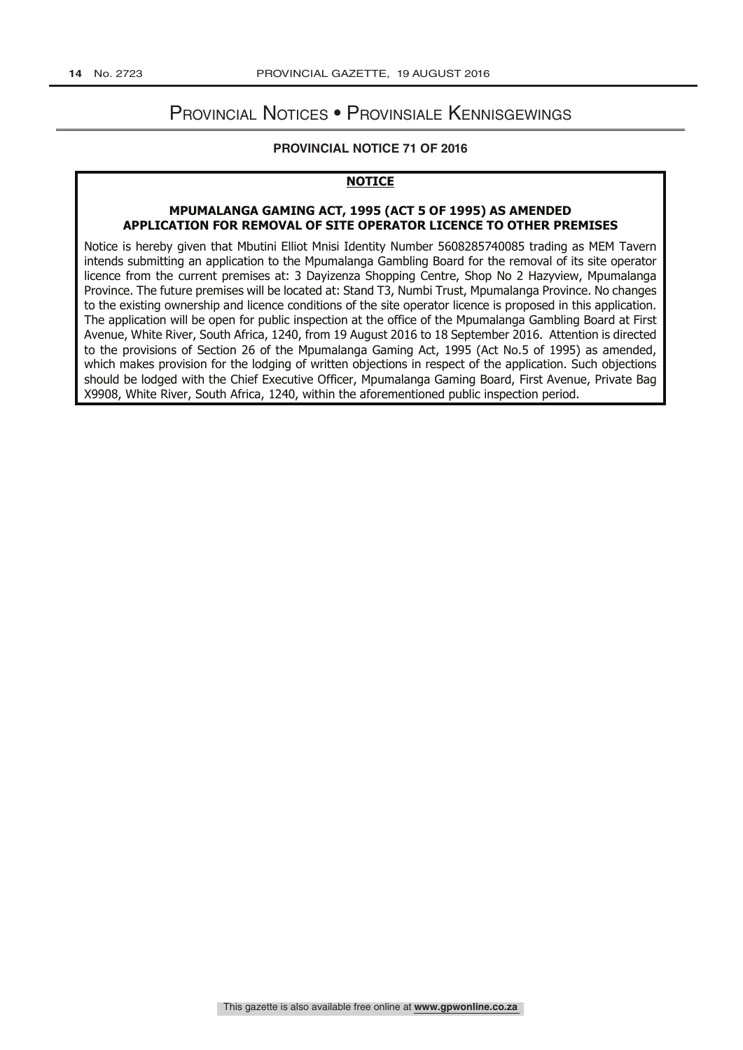# Provincial Notices • Provinsiale Kennisgewings

## PROVINCIAL NOTICE 71 OF 2016

### NOTICE

**MPUMALANGA GAMING ACT, 1995 (ACT 5 OF 1995) AS AMENDED**
**APPLICATION FOR REMOVAL OF SITE OPERATOR LICENCE TO OTHER PREMISES**

Notice is hereby given that Mbutini Elliot Mnisi Identity Number 5608285740085 trading as MEM Tavern intends submitting an application to the Mpumalanga Gambling Board for the removal of its site operator licence from the current premises at: 3 Dayizenza Shopping Centre, Shop No 2 Hazyview, Mpumalanga Province. The future premises will be located at: Stand T3, Numbi Trust, Mpumalanga Province. No changes to the existing ownership and licence conditions of the site operator licence is proposed in this application. The application will be open for public inspection at the office of the Mpumalanga Gambling Board at First Avenue, White River, South Africa, 1240, from 19 August 2016 to 18 September 2016. Attention is directed to the provisions of Section 26 of the Mpumalanga Gaming Act, 1995 (Act No.5 of 1995) as amended, which makes provision for the lodging of written objections in respect of the application. Such objections should be lodged with the Chief Executive Officer, Mpumalanga Gaming Board, First Avenue, Private Bag X9908, White River, South Africa, 1240, within the aforementioned public inspection period.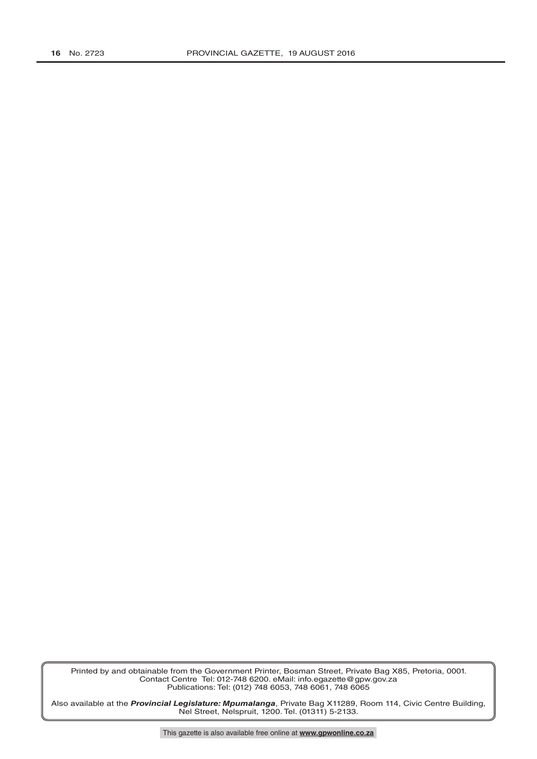Printed by and obtainable from the Government Printer, Bosman Street, Private Bag X85, Pretoria, 0001.
Contact Centre Tel: 012-748 6200. eMail: info.egazette@gpw.gov.za
Publications: Tel: (012) 748 6053, 748 6061, 748 6065

Also available at the ***Provincial Legislature: Mpumalanga***, Private Bag X11289, Room 114, Civic Centre Building, Nel Street, Nelspruit, 1200. Tel. (01311) 5-2133.

This gazette is also available free online at **www.gpwonline.co.za**